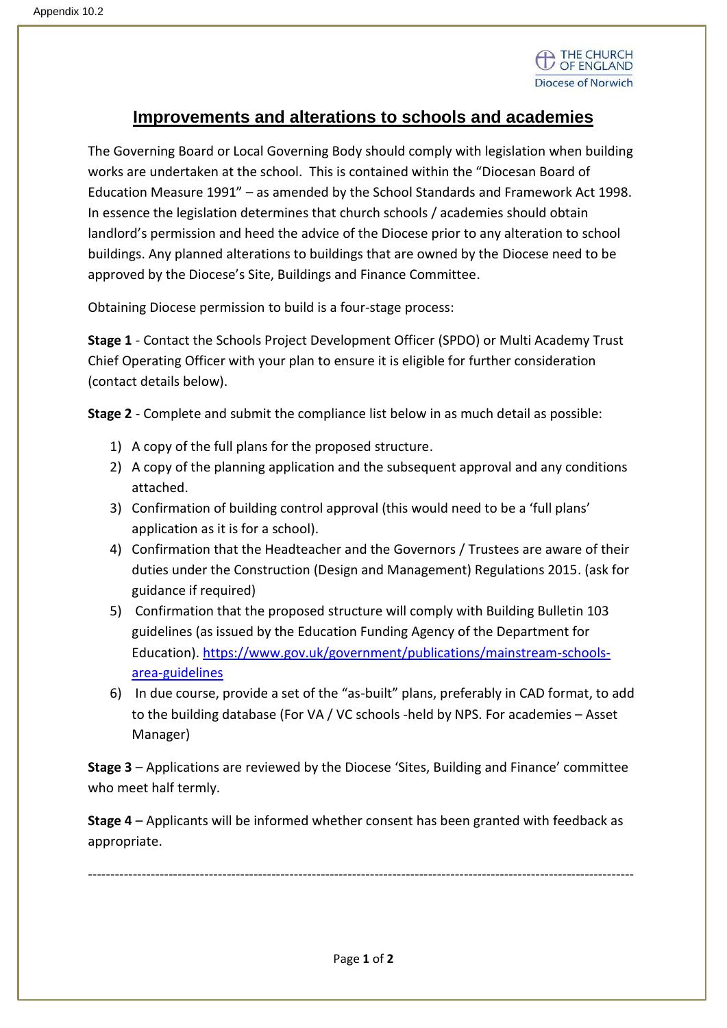Appendix 10.2

THE CHURCH OF ENGLAND
Diocese of Norwich

# Improvements and alterations to schools and academies

The Governing Board or Local Governing Body should comply with legislation when building works are undertaken at the school. This is contained within the "Diocesan Board of Education Measure 1991" – as amended by the School Standards and Framework Act 1998. In essence the legislation determines that church schools / academies should obtain landlord's permission and heed the advice of the Diocese prior to any alteration to school buildings. Any planned alterations to buildings that are owned by the Diocese need to be approved by the Diocese's Site, Buildings and Finance Committee.

Obtaining Diocese permission to build is a four-stage process:

**Stage 1** - Contact the Schools Project Development Officer (SPDO) or Multi Academy Trust Chief Operating Officer with your plan to ensure it is eligible for further consideration (contact details below).

**Stage 2** - Complete and submit the compliance list below in as much detail as possible:

1) A copy of the full plans for the proposed structure.
2) A copy of the planning application and the subsequent approval and any conditions attached.
3) Confirmation of building control approval (this would need to be a 'full plans' application as it is for a school).
4) Confirmation that the Headteacher and the Governors / Trustees are aware of their duties under the Construction (Design and Management) Regulations 2015. (ask for guidance if required)
5) Confirmation that the proposed structure will comply with Building Bulletin 103 guidelines (as issued by the Education Funding Agency of the Department for Education). [https://www.gov.uk/government/publications/mainstream-schools-area-guidelines](https://www.gov.uk/government/publications/mainstream-schools-area-guidelines)
6) In due course, provide a set of the "as-built" plans, preferably in CAD format, to add to the building database (For VA / VC schools -held by NPS. For academies – Asset Manager)

**Stage 3** – Applications are reviewed by the Diocese 'Sites, Building and Finance' committee who meet half termly.

**Stage 4** – Applicants will be informed whether consent has been granted with feedback as appropriate.

---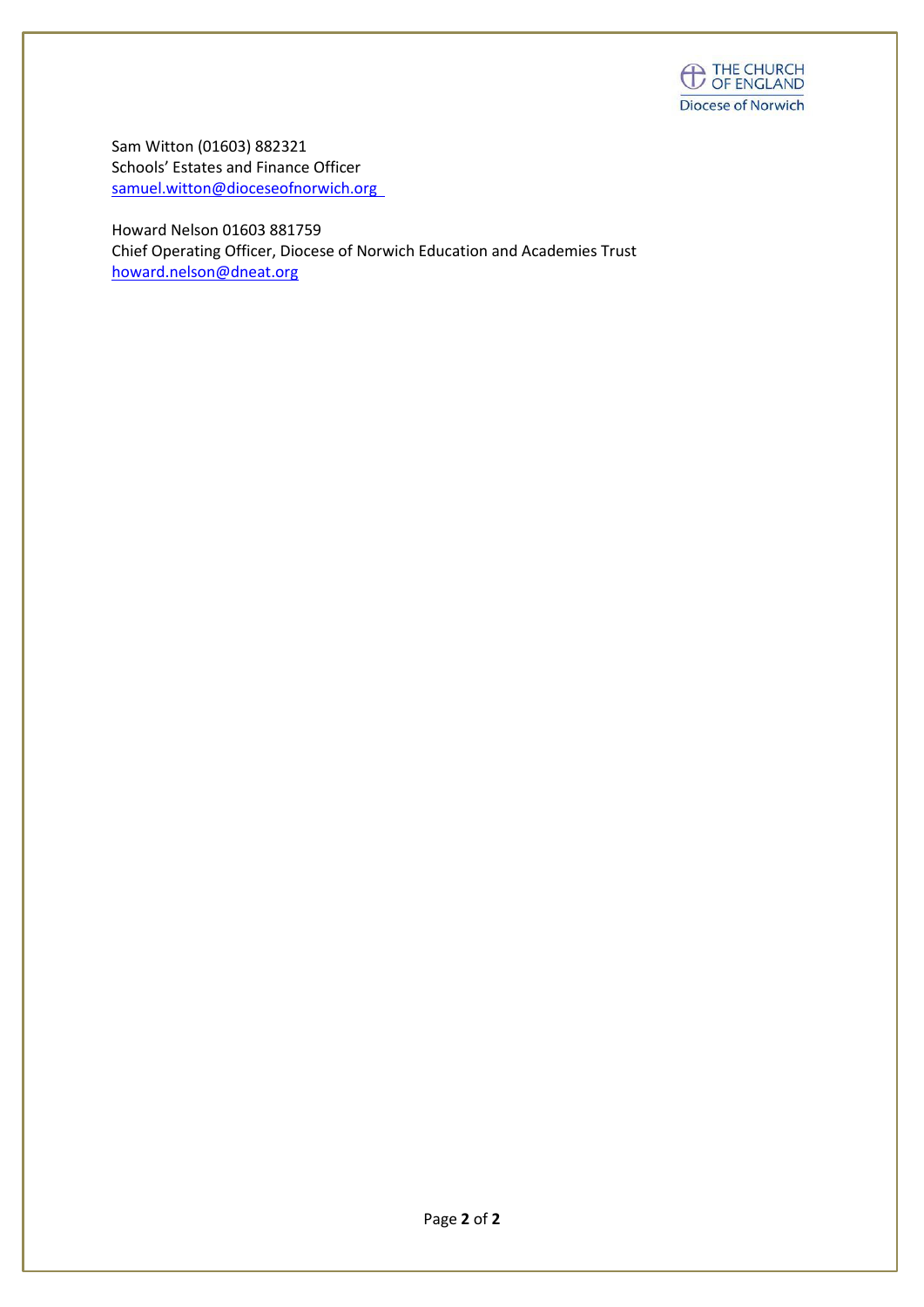Sam Witton (01603) 882321
Schools' Estates and Finance Officer
samuel.witton@dioceseofnorwich.org

Howard Nelson 01603 881759
Chief Operating Officer, Diocese of Norwich Education and Academies Trust
howard.nelson@dneat.org